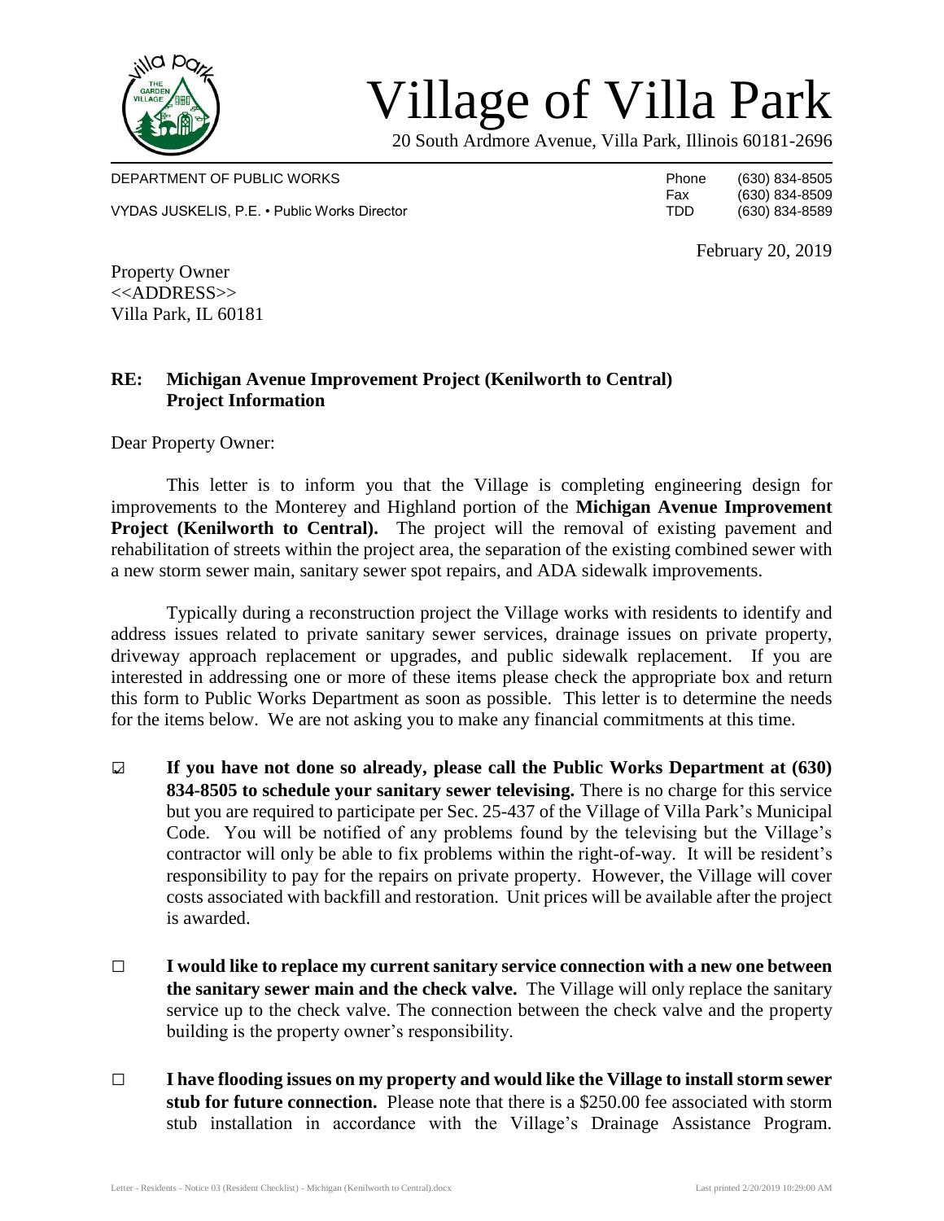# Village of Villa Park

20 South Ardmore Avenue, Villa Park, Illinois 60181-2696

DEPARTMENT OF PUBLIC WORKS

VYDAS JUSKELIS, P.E. • Public Works Director

Phone (630) 834-8505
Fax (630) 834-8509
TDD (630) 834-8589

February 20, 2019

Property Owner
<<ADDRESS>>
Villa Park, IL 60181

**RE: Michigan Avenue Improvement Project (Kenilworth to Central)**
**Project Information**

Dear Property Owner:

This letter is to inform you that the Village is completing engineering design for improvements to the Monterey and Highland portion of the **Michigan Avenue Improvement Project (Kenilworth to Central).** The project will the removal of existing pavement and rehabilitation of streets within the project area, the separation of the existing combined sewer with a new storm sewer main, sanitary sewer spot repairs, and ADA sidewalk improvements.

Typically during a reconstruction project the Village works with residents to identify and address issues related to private sanitary sewer services, drainage issues on private property, driveway approach replacement or upgrades, and public sidewalk replacement. If you are interested in addressing one or more of these items please check the appropriate box and return this form to Public Works Department as soon as possible. This letter is to determine the needs for the items below. We are not asking you to make any financial commitments at this time.

- ☑ **If you have not done so already, please call the Public Works Department at (630) 834-8505 to schedule your sanitary sewer televising.** There is no charge for this service but you are required to participate per Sec. 25-437 of the Village of Villa Park's Municipal Code. You will be notified of any problems found by the televising but the Village's contractor will only be able to fix problems within the right-of-way. It will be resident's responsibility to pay for the repairs on private property. However, the Village will cover costs associated with backfill and restoration. Unit prices will be available after the project is awarded.

- ☐ **I would like to replace my current sanitary service connection with a new one between the sanitary sewer main and the check valve.** The Village will only replace the sanitary service up to the check valve. The connection between the check valve and the property building is the property owner's responsibility.

- ☐ **I have flooding issues on my property and would like the Village to install storm sewer stub for future connection.** Please note that there is a $250.00 fee associated with storm stub installation in accordance with the Village's Drainage Assistance Program.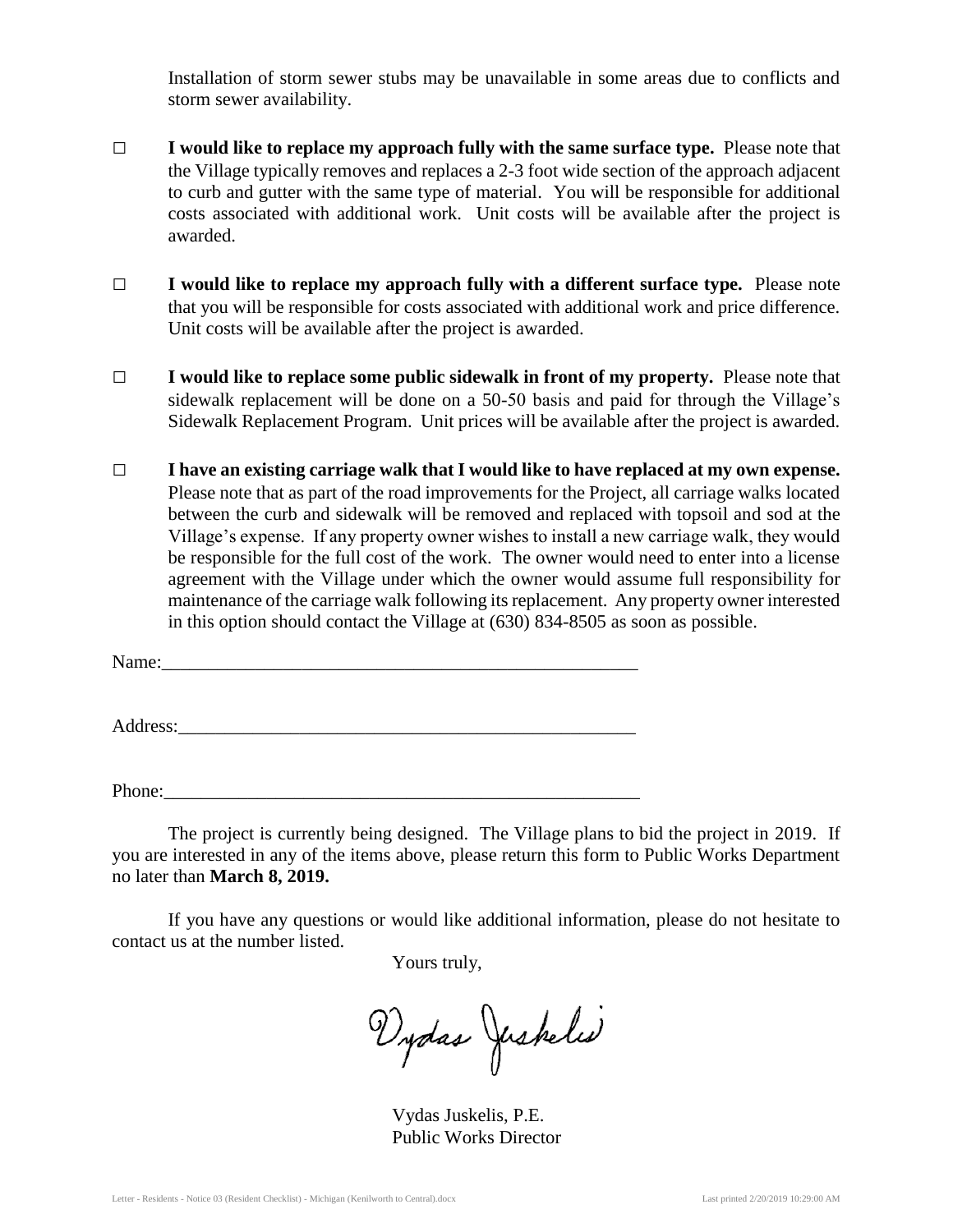Installation of storm sewer stubs may be unavailable in some areas due to conflicts and storm sewer availability.

☐ **I would like to replace my approach fully with the same surface type.** Please note that the Village typically removes and replaces a 2-3 foot wide section of the approach adjacent to curb and gutter with the same type of material. You will be responsible for additional costs associated with additional work. Unit costs will be available after the project is awarded.

☐ **I would like to replace my approach fully with a different surface type.** Please note that you will be responsible for costs associated with additional work and price difference. Unit costs will be available after the project is awarded.

☐ **I would like to replace some public sidewalk in front of my property.** Please note that sidewalk replacement will be done on a 50-50 basis and paid for through the Village's Sidewalk Replacement Program. Unit prices will be available after the project is awarded.

☐ **I have an existing carriage walk that I would like to have replaced at my own expense.** Please note that as part of the road improvements for the Project, all carriage walks located between the curb and sidewalk will be removed and replaced with topsoil and sod at the Village's expense. If any property owner wishes to install a new carriage walk, they would be responsible for the full cost of the work. The owner would need to enter into a license agreement with the Village under which the owner would assume full responsibility for maintenance of the carriage walk following its replacement. Any property owner interested in this option should contact the Village at (630) 834-8505 as soon as possible.

Name:_____________________________________________________

Address:__________________________________________________

Phone:____________________________________________________

The project is currently being designed. The Village plans to bid the project in 2019. If you are interested in any of the items above, please return this form to Public Works Department no later than **March 8, 2019.**

If you have any questions or would like additional information, please do not hesitate to contact us at the number listed.

Yours truly,

Vydas Juskelis

Vydas Juskelis, P.E.
Public Works Director